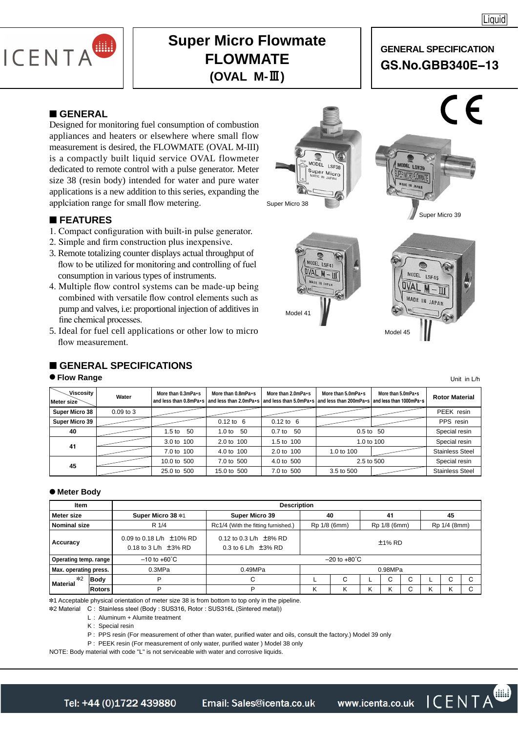# Super Micro Flowmate
# FLOWMATE
# (OVAL M-Ⅲ)

**GENERAL SPECIFICATION**
**GS.No.GBB340E–13**

## ■ GENERAL

Designed for monitoring fuel consumption of combustion appliances and heaters or elsewhere where small flow measurement is desired, the FLOWMATE (OVAL M-III) is a compactly built liquid service OVAL flowmeter dedicated to remote control with a pulse generator. Meter size 38 (resin body) intended for water and pure water applications is a new addition to this series, expanding the applciation range for small flow metering.

Super Micro 38

Super Micro 39

Model 41

Model 45

## ■ FEATURES

1. Compact configuration with built-in pulse generator.
2. Simple and firm construction plus inexpensive.
3. Remote totalizing counter displays actual throughput of flow to be utilized for monitoring and controlling of fuel consumption in various types of instruments.
4. Multiple flow control systems can be made-up being combined with versatile flow control elements such as pump and valves, i.e: proportional injection of additives in fine chemical processes.
5. Ideal for fuel cell applications or other low to micro flow measurement.

## ■ GENERAL SPECIFICATIONS

### ● Flow Range

Unit in L/h

| Viscosity / Meter size | Water | More than 0.3mPa•s and less than 0.8mPa•s | More than 0.8mPa•s and less than 2.0mPa•s | More than 2.0mPa•s and less than 5.0mPa•s | More than 5.0mPa•s and less than 200mPa•s | More than 5.0mPa•s and less than 1000mPa•s | Rotor Material |
|---|---|---|---|---|---|---|---|
| Super Micro 38 | 0.09 to 3 | | | | | | PEEK resin |
| Super Micro 39 | | | 0.12 to 6 | 0.12 to 6 | | | PPS resin |
| 40 | | 1.5 to 50 | 1.0 to 50 | 0.7 to 50 | 0.5 to 50 | | Special resin |
| 41 | | 3.0 to 100 | 2.0 to 100 | 1.5 to 100 | 1.0 to 100 | | Special resin |
| | | 7.0 to 100 | 4.0 to 100 | 2.0 to 100 | 1.0 to 100 | | Stainless Steel |
| 45 | | 10.0 to 500 | 7.0 to 500 | 4.0 to 500 | 2.5 to 500 | | Special resin |
| | | 25.0 to 500 | 15.0 to 500 | 7.0 to 500 | 3.5 to 500 | | Stainless Steel |

### ● Meter Body

| Item | | Super Micro 38 ✻1 | Super Micro 39 | 40 | | 41 | | | 45 | | |
|---|---|---|---|---|---|---|---|---|---|---|---|
| Meter size | | Super Micro 38 ✻1 | Super Micro 39 | 40 | | 41 | | | 45 | | |
| Nominal size | | R 1/4 | Rc1/4 (With the fitting furnished.) | Rp 1/8 (6mm) | | Rp 1/8 (6mm) | | | Rp 1/4 (8mm) | | |
| Accuracy | | 0.09 to 0.18 L/h ±10% RD<br>0.18 to 3 L/h ±3% RD | 0.12 to 0.3 L/h ±8% RD<br>0.3 to 6 L/h ±3% RD | ±1% RD | | | | | | | |
| Operating temp. range | | −10 to +60˚C | −20 to +80˚C | | | | | | | | |
| Max. operating press. | | 0.3MPa | 0.49MPa | 0.98MPa | | | | | | | |
| Material ✻2 | Body | P | C | L | C | L | C | C | L | C | C |
| | Rotors | P | P | K | K | K | K | C | K | K | C |

✻1 Acceptable physical orientation of meter size 38 is from bottom to top only in the pipeline.
✻2 Material C : Stainless steel (Body : SUS316, Rotor : SUS316L (Sintered metal))
L : Aluminum + Alumite treatment
K : Special resin
P : PPS resin (For measurement of other than water, purified water and oils, consult the factory.) Model 39 only
P : PEEK resin (For measurement of only water, purified water ) Model 38 only
NOTE: Body material with code "L" is not serviceable with water and corrosive liquids.

Tel: +44 (0)1722 439880 Email: Sales@icenta.co.uk www.icenta.co.uk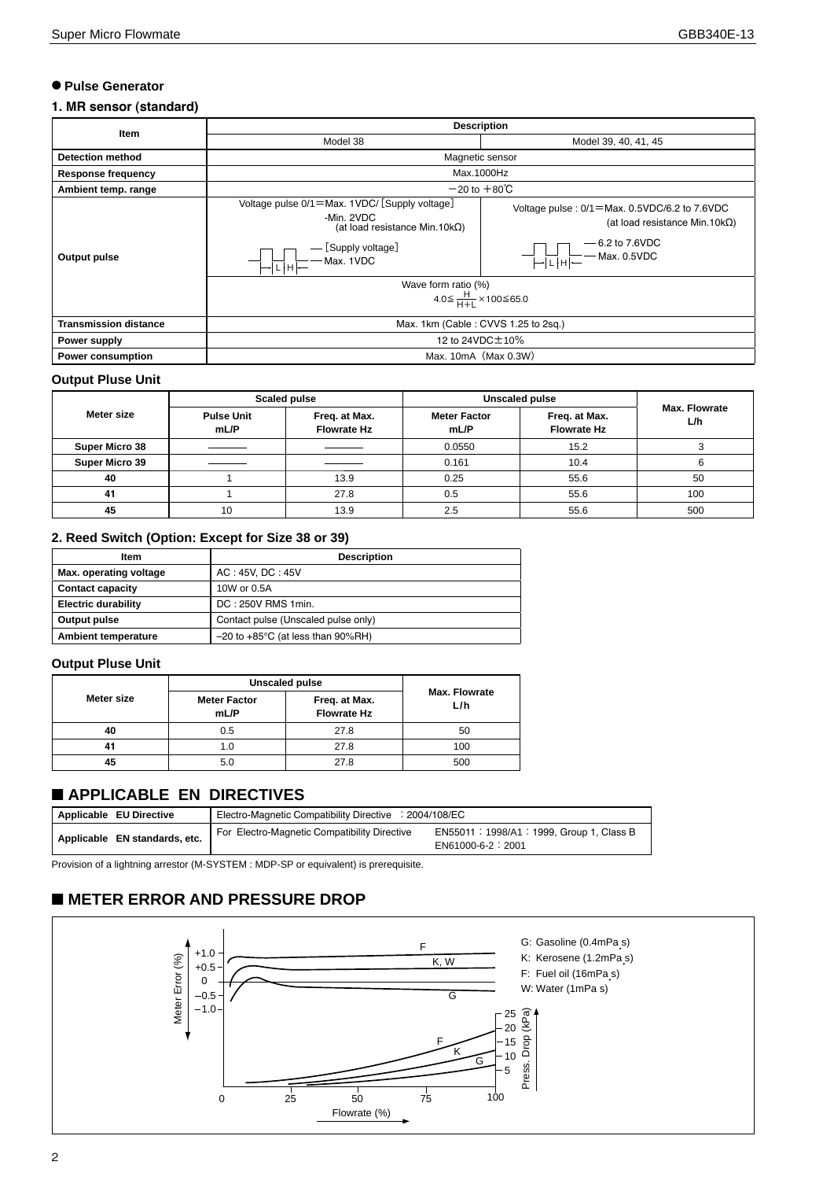● **Pulse Generator**

### 1. MR sensor (standard)

| Item | Description | |
|---|---|---|
| | Model 38 | Model 39, 40, 41, 45 |
| **Detection method** | Magnetic sensor | |
| **Response frequency** | Max.1000Hz | |
| **Ambient temp. range** | −20 to +80℃ | |
| **Output pulse** | Voltage pulse 0/1=Max. 1VDC/［Supply voltage］-Min. 2VDC (at load resistance Min.10kΩ) ［Supply voltage］ Max. 1VDC | Voltage pulse : 0/1=Max. 0.5VDC/6.2 to 7.6VDC (at load resistance Min.10kΩ) 6.2 to 7.6VDC Max. 0.5VDC |
| | Wave form ratio (%) $4.0 \leq \frac{H}{H+L} \times 100 \leq 65.0$ | |
| **Transmission distance** | Max. 1km (Cable : CVVS 1.25 to 2sq.) | |
| **Power supply** | 12 to 24VDC±10% | |
| **Power consumption** | Max. 10mA（Max 0.3W） | |

**Output Pluse Unit**

| Meter size | Scaled pulse | | Unscaled pulse | | Max. Flowrate L/h |
|---|---|---|---|---|---|
| | Pulse Unit mL/P | Freq. at Max. Flowrate Hz | Meter Factor mL/P | Freq. at Max. Flowrate Hz | |
| **Super Micro 38** | ——— | ——— | 0.0550 | 15.2 | 3 |
| **Super Micro 39** | ——— | ——— | 0.161 | 10.4 | 6 |
| **40** | 1 | 13.9 | 0.25 | 55.6 | 50 |
| **41** | 1 | 27.8 | 0.5 | 55.6 | 100 |
| **45** | 10 | 13.9 | 2.5 | 55.6 | 500 |

### 2. Reed Switch (Option: Except for Size 38 or 39)

| Item | Description |
|---|---|
| **Max. operating voltage** | AC : 45V, DC : 45V |
| **Contact capacity** | 10W or 0.5A |
| **Electric durability** | DC : 250V RMS 1min. |
| **Output pulse** | Contact pulse (Unscaled pulse only) |
| **Ambient temperature** | –20 to +85°C (at less than 90%RH) |

**Output Pluse Unit**

| Meter size | Unscaled pulse | | Max. Flowrate L/h |
|---|---|---|---|
| | Meter Factor mL/P | Freq. at Max. Flowrate Hz | |
| **40** | 0.5 | 27.8 | 50 |
| **41** | 1.0 | 27.8 | 100 |
| **45** | 5.0 | 27.8 | 500 |

## ■ APPLICABLE EN DIRECTIVES

| Applicable EU Directive | Electro-Magnetic Compatibility Directive ：2004/108/EC | |
|---|---|---|
| **Applicable EN standards, etc.** | For Electro-Magnetic Compatibility Directive | EN55011：1998/A1：1999, Group 1, Class B EN61000-6-2：2001 |

Provision of a lightning arrestor (M-SYSTEM : MDP-SP or equivalent) is prerequisite.

## ■ METER ERROR AND PRESSURE DROP

G: Gasoline (0.4mPa·s)
K: Kerosene (1.2mPa·s)
F: Fuel oil (16mPa·s)
W: Water (1mPa s)

Meter Error (%): +1.0, +0.5, 0, –0.5, –1.0 — curves F, K, W, G

Press. Drop (kPa): 25, 20, 15, 10, 5 — curves F, K, G

Flowrate (%): 0, 25, 50, 75, 100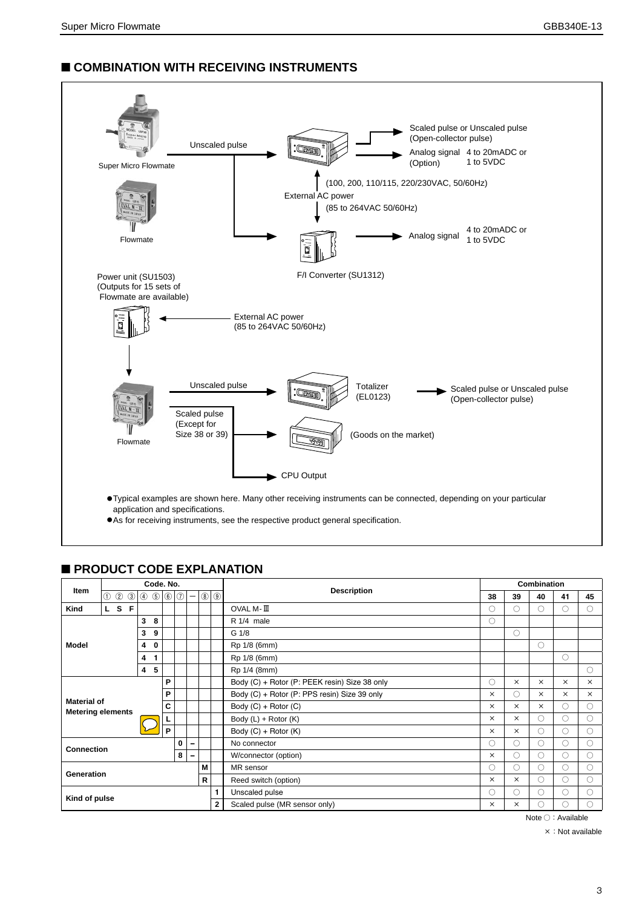## ■ COMBINATION WITH RECEIVING INSTRUMENTS

Super Micro Flowmate — Unscaled pulse → Scaled pulse or Unscaled pulse (Open-collector pulse); Analog signal 4 to 20mADC or 1 to 5VDC (Option)

(100, 200, 110/115, 220/230VAC, 50/60Hz)
External AC power
(85 to 264VAC 50/60Hz)

Flowmate → F/I Converter (SU1312) → Analog signal 4 to 20mADC or 1 to 5VDC

Power unit (SU1503)
(Outputs for 15 sets of Flowmate are available)
← External AC power (85 to 264VAC 50/60Hz)

Flowmate — Unscaled pulse → Totalizer (EL0123) → Scaled pulse or Unscaled pulse (Open-collector pulse)
Scaled pulse (Except for Size 38 or 39) → (Goods on the market)
→ CPU Output

- Typical examples are shown here. Many other receiving instruments can be connected, depending on your particular application and specifications.
- As for receiving instruments, see the respective product general specification.

## ■ PRODUCT CODE EXPLANATION

| Item | Code. No. ① ② ③ | ④ ⑤ | ⑥ | ⑦ | — | ⑧ | ⑨ | Description | 38 | 39 | 40 | 41 | 45 |
|---|---|---|---|---|---|---|---|---|---|---|---|---|---|
| Kind | L S F | | | | | | | OVAL M-Ⅲ | ○ | ○ | ○ | ○ | ○ |
| Model | | 3 8 | | | | | | R 1/4 male | ○ | | | | |
| | | 3 9 | | | | | | G 1/8 | | ○ | | | |
| | | 4 0 | | | | | | Rp 1/8 (6mm) | | | ○ | | |
| | | 4 1 | | | | | | Rp 1/8 (6mm) | | | | ○ | |
| | | 4 5 | | | | | | Rp 1/4 (8mm) | | | | | ○ |
| Material of Metering elements | | | P | | | | | Body (C) + Rotor (P: PEEK resin) Size 38 only | ○ | × | × | × | × |
| | | | P | | | | | Body (C) + Rotor (P: PPS resin) Size 39 only | × | ○ | × | × | × |
| | | | C | | | | | Body (C) + Rotor (C) | × | × | × | ○ | ○ |
| | | | L | | | | | Body (L) + Rotor (K) | × | × | ○ | ○ | ○ |
| | | | P | | | | | Body (C) + Rotor (K) | × | × | ○ | ○ | ○ |
| Connection | | | | 0 | – | | | No connector | ○ | ○ | ○ | ○ | ○ |
| | | | | 8 | – | | | W/connector (option) | × | ○ | ○ | ○ | ○ |
| Generation | | | | | | M | | MR sensor | ○ | ○ | ○ | ○ | ○ |
| | | | | | | R | | Reed switch (option) | × | × | ○ | ○ | ○ |
| Kind of pulse | | | | | | | 1 | Unscaled pulse | ○ | ○ | ○ | ○ | ○ |
| | | | | | | | 2 | Scaled pulse (MR sensor only) | × | × | ○ | ○ | ○ |

Combination columns: 38, 39, 40, 41, 45

Note ○ : Available
× : Not available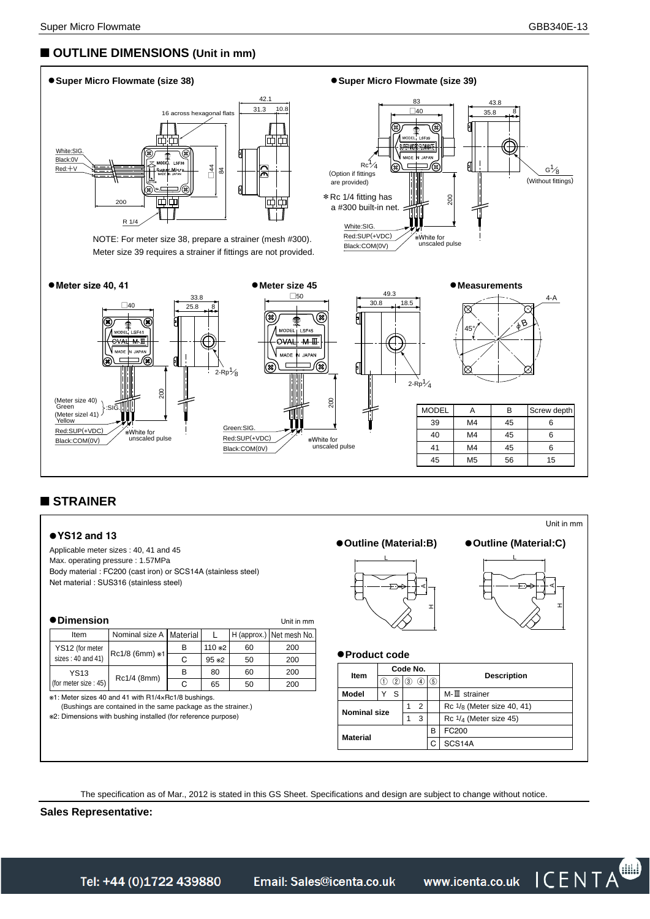## ■ OUTLINE DIMENSIONS (Unit in mm)

● Super Micro Flowmate (size 38)

42.1
31.3 10.8
16 across hexagonal flats
White:SIG.
Black:0V
Red:+V
□44
84
200
R 1/4

NOTE: For meter size 38, prepare a strainer (mesh #300). Meter size 39 requires a strainer if fittings are not provided.

● Super Micro Flowmate (size 39)

83
□40
43.8
35.8 8
Rc 1/4 (Option if fittings are provided)
G 1/8 (Without fittings)
＊Rc 1/4 fitting has a #300 built-in net.
200
White:SIG.
Red:SUP(+VDC)
Black:COM(0V)
※White for unscaled pulse

● Meter size 40, 41

□40
33.8
25.8 8
2-Rp 1/8
200
(Meter size 40) Green
(Meter size 41) Yellow
:SIG.
Red:SUP(+VDC)
Black:COM(0V)
※White for unscaled pulse

● Meter size 45

□50
49.3
30.8 18.5
2-Rp 1/4
200
Green:SIG.
Red:SUP(+VDC)
Black:COM(0V)
※White for unscaled pulse

● Measurements

4-A
45°
φB

| MODEL | A | B | Screw depth |
|---|---|---|---|
| 39 | M4 | 45 | 6 |
| 40 | M4 | 45 | 6 |
| 41 | M4 | 45 | 6 |
| 45 | M5 | 56 | 15 |

## ■ STRAINER

Unit in mm

### ● YS12 and 13

Applicable meter sizes : 40, 41 and 45
Max. operating pressure : 1.57MPa
Body material : FC200 (cast iron) or SCS14A (stainless steel)
Net material : SUS316 (stainless steel)

### ● Dimension

Unit in mm

| Item | Nominal size A | Material | L | H (approx.) | Net mesh No. |
|---|---|---|---|---|---|
| YS12 (for meter sizes : 40 and 41) | Rc1/8 (6mm) ※1 | B | 110 ※2 | 60 | 200 |
| | | C | 95 ※2 | 50 | 200 |
| YS13 (for meter size : 45) | Rc1/4 (8mm) | B | 80 | 60 | 200 |
| | | C | 65 | 50 | 200 |

※1: Meter sizes 40 and 41 with R1/4×Rc1/8 bushings.
(Bushings are contained in the same package as the strainer.)
※2: Dimensions with bushing installed (for reference purpose)

● Outline (Material:B)

L
A
H

● Outline (Material:C)

L
A
H

### ● Product code

| Item | Code No. ① | ② | ③ | ④ | ⑤ | Description |
|---|---|---|---|---|---|---|
| Model | Y | S | | | | M-Ⅲ strainer |
| Nominal size | | | 1 | 2 | | Rc 1/8 (Meter size 40, 41) |
| | | | 1 | 3 | | Rc 1/4 (Meter size 45) |
| Material | | | | | B | FC200 |
| | | | | | C | SCS14A |

The specification as of Mar., 2012 is stated in this GS Sheet. Specifications and design are subject to change without notice.

**Sales Representative:**

Tel: +44 (0)1722 439880 Email: Sales@icenta.co.uk www.icenta.co.uk ICENTA